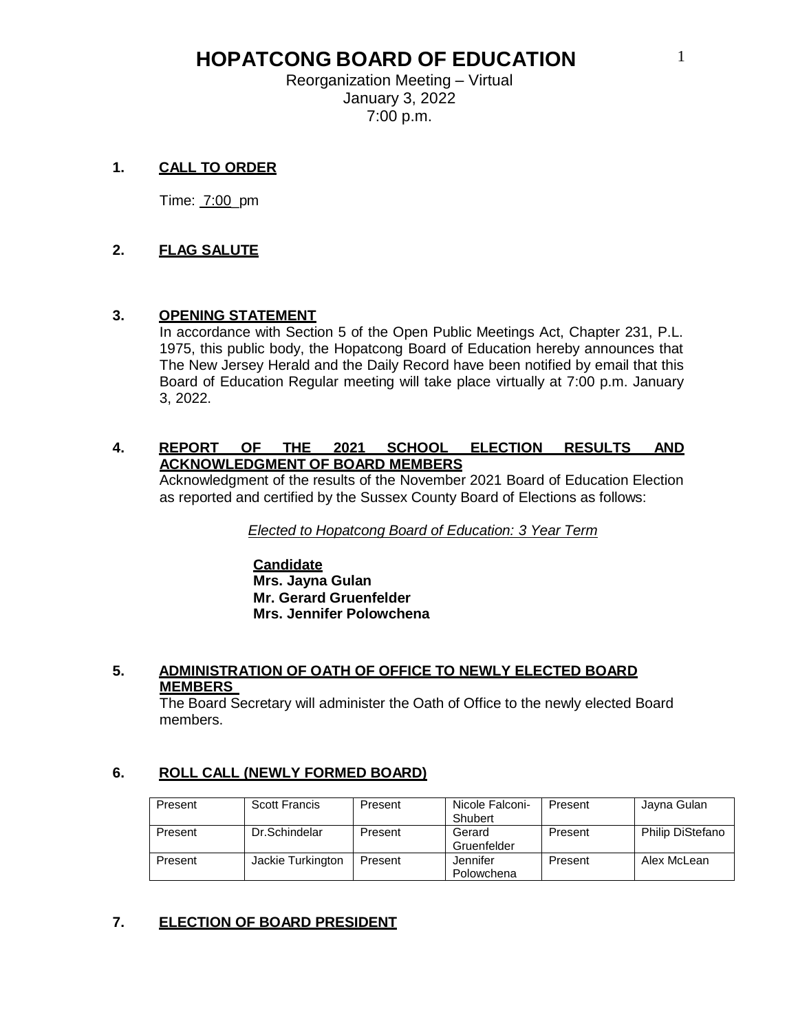# HOPATCONG BOARD OF EDUCATION

Reorganization Meeting – Virtual
January 3, 2022
7:00 p.m.

**1. CALL TO ORDER**

Time: 7:00 pm

**2. FLAG SALUTE**

**3. OPENING STATEMENT**

In accordance with Section 5 of the Open Public Meetings Act, Chapter 231, P.L. 1975, this public body, the Hopatcong Board of Education hereby announces that The New Jersey Herald and the Daily Record have been notified by email that this Board of Education Regular meeting will take place virtually at 7:00 p.m. January 3, 2022.

**4. REPORT OF THE 2021 SCHOOL ELECTION RESULTS AND ACKNOWLEDGMENT OF BOARD MEMBERS**

Acknowledgment of the results of the November 2021 Board of Education Election as reported and certified by the Sussex County Board of Elections as follows:

*Elected to Hopatcong Board of Education: 3 Year Term*

**Candidate**
**Mrs. Jayna Gulan**
**Mr. Gerard Gruenfelder**
**Mrs. Jennifer Polowchena**

**5. ADMINISTRATION OF OATH OF OFFICE TO NEWLY ELECTED BOARD MEMBERS**

The Board Secretary will administer the Oath of Office to the newly elected Board members.

**6. ROLL CALL (NEWLY FORMED BOARD)**

| Present | Scott Francis | Present | Nicole Falconi-Shubert | Present | Jayna Gulan |
|---|---|---|---|---|---|
| Present | Dr.Schindelar | Present | Gerard Gruenfelder | Present | Philip DiStefano |
| Present | Jackie Turkington | Present | Jennifer Polowchena | Present | Alex McLean |

**7. ELECTION OF BOARD PRESIDENT**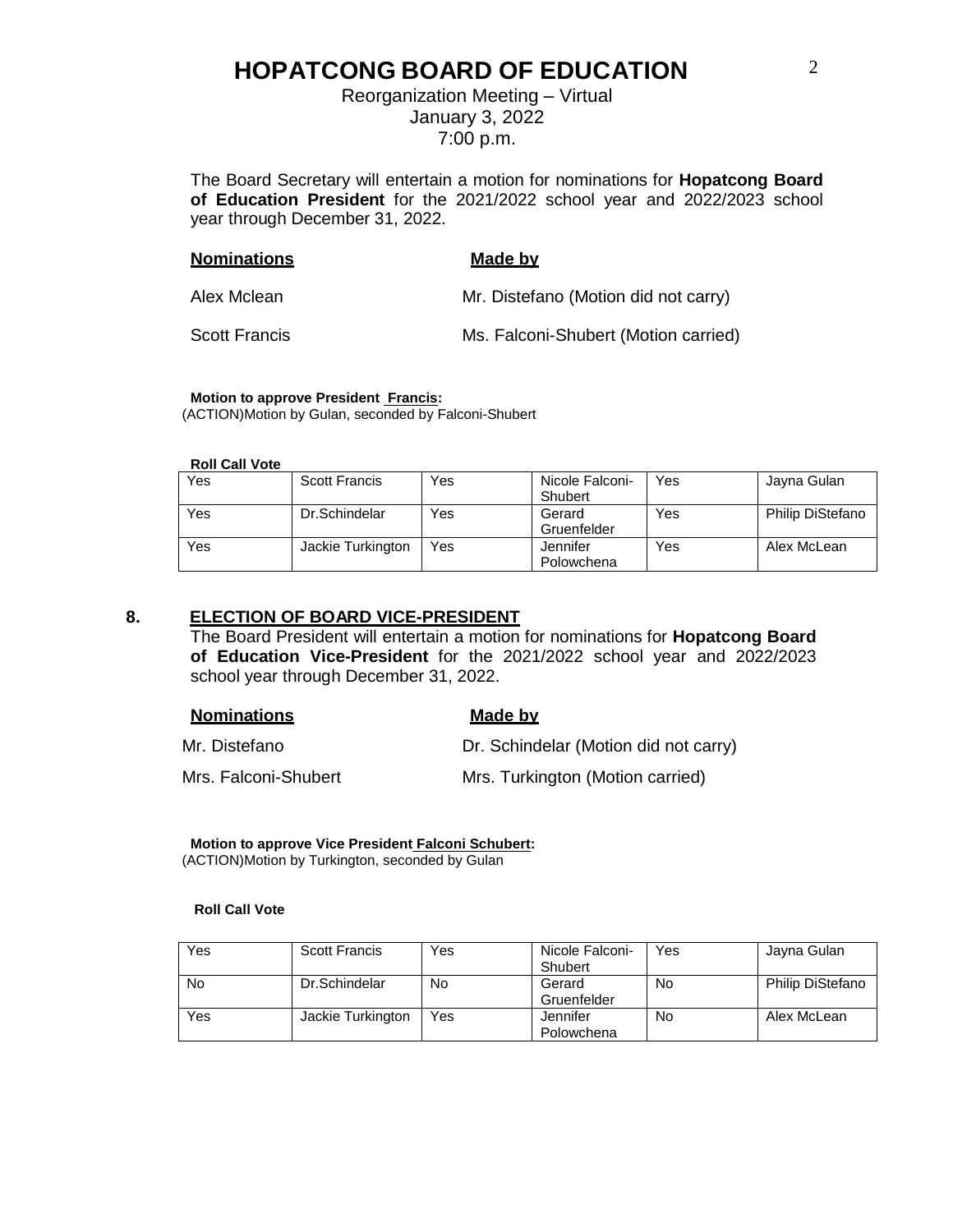# HOPATCONG BOARD OF EDUCATION

Reorganization Meeting – Virtual
January 3, 2022
7:00 p.m.

The Board Secretary will entertain a motion for nominations for **Hopatcong Board of Education President** for the 2021/2022 school year and 2022/2023 school year through December 31, 2022.

| **Nominations** | **Made by** |
|---|---|
| Alex Mclean | Mr. Distefano (Motion did not carry) |
| Scott Francis | Ms. Falconi-Shubert (Motion carried) |

**Motion to approve President Francis:**
(ACTION)Motion by Gulan, seconded by Falconi-Shubert

**Roll Call Vote**

| Yes | Scott Francis | Yes | Nicole Falconi-Shubert | Yes | Jayna Gulan |
|---|---|---|---|---|---|
| Yes | Dr.Schindelar | Yes | Gerard Gruenfelder | Yes | Philip DiStefano |
| Yes | Jackie Turkington | Yes | Jennifer Polowchena | Yes | Alex McLean |

## 8. ELECTION OF BOARD VICE-PRESIDENT

The Board President will entertain a motion for nominations for **Hopatcong Board of Education Vice-President** for the 2021/2022 school year and 2022/2023 school year through December 31, 2022.

| **Nominations** | **Made by** |
|---|---|
| Mr. Distefano | Dr. Schindelar (Motion did not carry) |
| Mrs. Falconi-Shubert | Mrs. Turkington (Motion carried) |

**Motion to approve Vice President Falconi Schubert:**
(ACTION)Motion by Turkington, seconded by Gulan

**Roll Call Vote**

| Yes | Scott Francis | Yes | Nicole Falconi-Shubert | Yes | Jayna Gulan |
|---|---|---|---|---|---|
| No | Dr.Schindelar | No | Gerard Gruenfelder | No | Philip DiStefano |
| Yes | Jackie Turkington | Yes | Jennifer Polowchena | No | Alex McLean |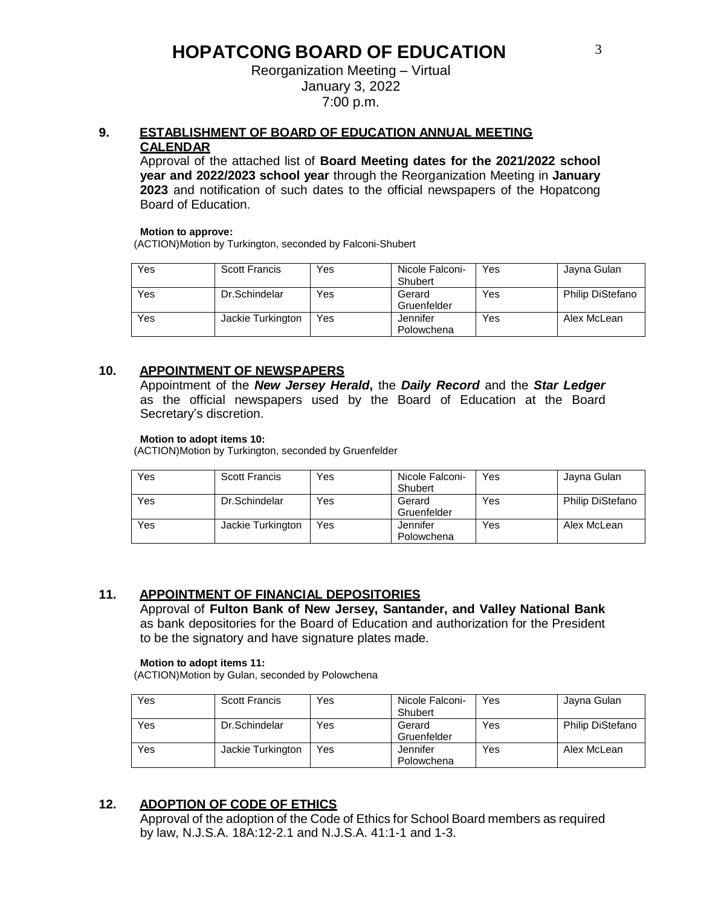# HOPATCONG BOARD OF EDUCATION

Reorganization Meeting – Virtual
January 3, 2022
7:00 p.m.

## 9. ESTABLISHMENT OF BOARD OF EDUCATION ANNUAL MEETING CALENDAR

Approval of the attached list of **Board Meeting dates for the 2021/2022 school year and 2022/2023 school year** through the Reorganization Meeting in **January 2023** and notification of such dates to the official newspapers of the Hopatcong Board of Education.

**Motion to approve:**
(ACTION)Motion by Turkington, seconded by Falconi-Shubert

| Yes | Scott Francis | Yes | Nicole Falconi-Shubert | Yes | Jayna Gulan |
|---|---|---|---|---|---|
| Yes | Dr.Schindelar | Yes | Gerard Gruenfelder | Yes | Philip DiStefano |
| Yes | Jackie Turkington | Yes | Jennifer Polowchena | Yes | Alex McLean |

## 10. APPOINTMENT OF NEWSPAPERS

Appointment of the ***New Jersey Herald***, the ***Daily Record*** and the ***Star Ledger*** as the official newspapers used by the Board of Education at the Board Secretary's discretion.

**Motion to adopt items 10:**
(ACTION)Motion by Turkington, seconded by Gruenfelder

| Yes | Scott Francis | Yes | Nicole Falconi-Shubert | Yes | Jayna Gulan |
|---|---|---|---|---|---|
| Yes | Dr.Schindelar | Yes | Gerard Gruenfelder | Yes | Philip DiStefano |
| Yes | Jackie Turkington | Yes | Jennifer Polowchena | Yes | Alex McLean |

## 11. APPOINTMENT OF FINANCIAL DEPOSITORIES

Approval of **Fulton Bank of New Jersey, Santander, and Valley National Bank** as bank depositories for the Board of Education and authorization for the President to be the signatory and have signature plates made.

**Motion to adopt items 11:**
(ACTION)Motion by Gulan, seconded by Polowchena

| Yes | Scott Francis | Yes | Nicole Falconi-Shubert | Yes | Jayna Gulan |
|---|---|---|---|---|---|
| Yes | Dr.Schindelar | Yes | Gerard Gruenfelder | Yes | Philip DiStefano |
| Yes | Jackie Turkington | Yes | Jennifer Polowchena | Yes | Alex McLean |

## 12. ADOPTION OF CODE OF ETHICS

Approval of the adoption of the Code of Ethics for School Board members as required by law, N.J.S.A. 18A:12-2.1 and N.J.S.A. 41:1-1 and 1-3.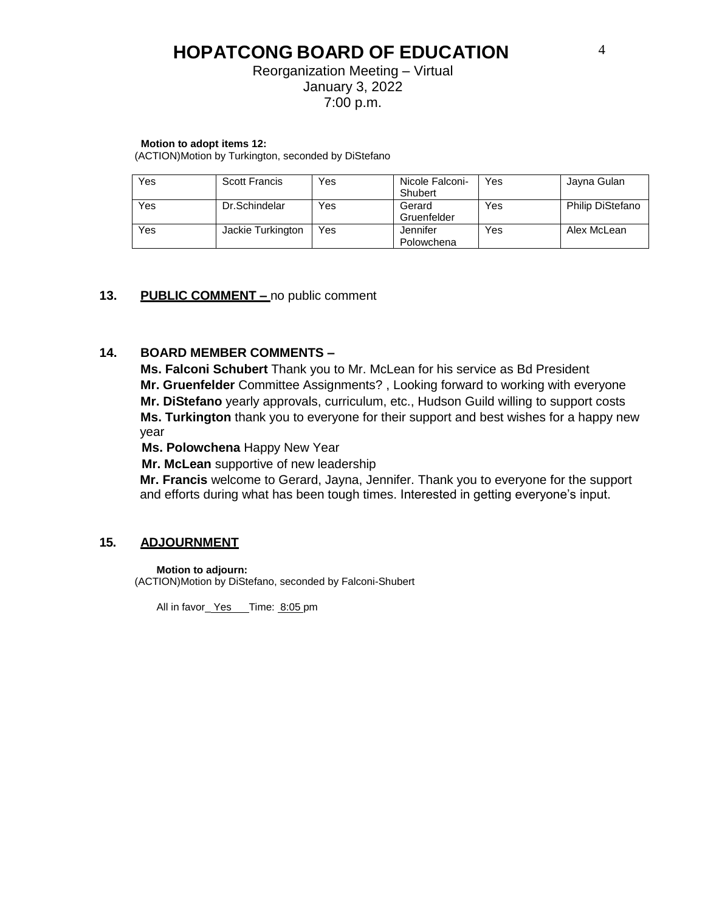# HOPATCONG BOARD OF EDUCATION

Reorganization Meeting – Virtual
January 3, 2022
7:00 p.m.

**Motion to adopt items 12:**
(ACTION)Motion by Turkington, seconded by DiStefano

| | | | | | |
|---|---|---|---|---|---|
| Yes | Scott Francis | Yes | Nicole Falconi-Shubert | Yes | Jayna Gulan |
| Yes | Dr.Schindelar | Yes | Gerard Gruenfelder | Yes | Philip DiStefano |
| Yes | Jackie Turkington | Yes | Jennifer Polowchena | Yes | Alex McLean |

**13. PUBLIC COMMENT –** no public comment

**14. BOARD MEMBER COMMENTS –**

**Ms. Falconi Schubert** Thank you to Mr. McLean for his service as Bd President
**Mr. Gruenfelder** Committee Assignments? , Looking forward to working with everyone
**Mr. DiStefano** yearly approvals, curriculum, etc., Hudson Guild willing to support costs
**Ms. Turkington** thank you to everyone for their support and best wishes for a happy new year
**Ms. Polowchena** Happy New Year
**Mr. McLean** supportive of new leadership
**Mr. Francis** welcome to Gerard, Jayna, Jennifer. Thank you to everyone for the support and efforts during what has been tough times. Interested in getting everyone's input.

**15. ADJOURNMENT**

**Motion to adjourn:**
(ACTION)Motion by DiStefano, seconded by Falconi-Shubert

All in favor_Yes___Time: 8:05 pm